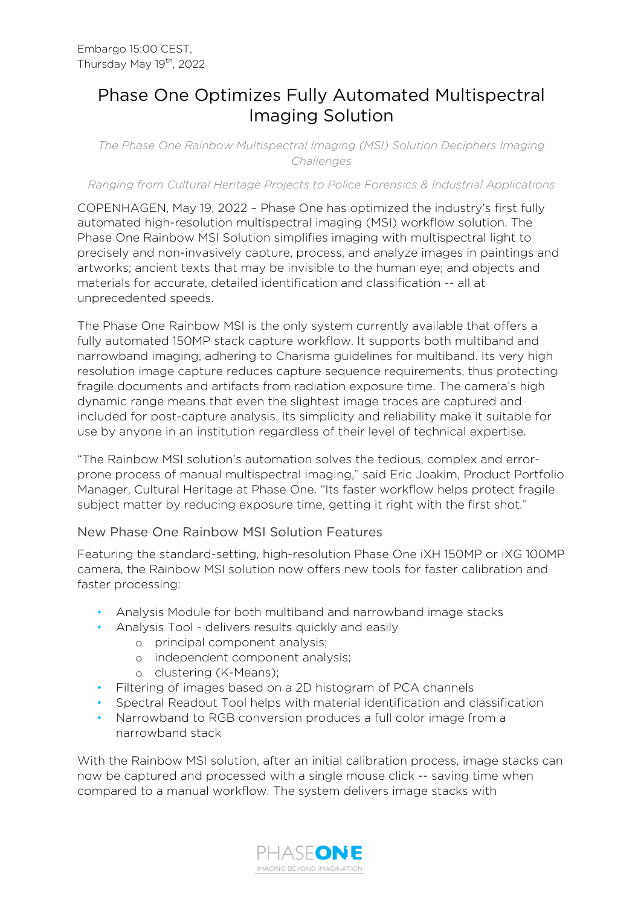Embargo 15:00 CEST,
Thursday May 19th, 2022

# Phase One Optimizes Fully Automated Multispectral Imaging Solution

*The Phase One Rainbow Multispectral Imaging (MSI) Solution Deciphers Imaging Challenges*

*Ranging from Cultural Heritage Projects to Police Forensics & Industrial Applications*

COPENHAGEN, May 19, 2022 – Phase One has optimized the industry's first fully automated high-resolution multispectral imaging (MSI) workflow solution. The Phase One Rainbow MSI Solution simplifies imaging with multispectral light to precisely and non-invasively capture, process, and analyze images in paintings and artworks; ancient texts that may be invisible to the human eye; and objects and materials for accurate, detailed identification and classification -- all at unprecedented speeds.

The Phase One Rainbow MSI is the only system currently available that offers a fully automated 150MP stack capture workflow. It supports both multiband and narrowband imaging, adhering to Charisma guidelines for multiband. Its very high resolution image capture reduces capture sequence requirements, thus protecting fragile documents and artifacts from radiation exposure time. The camera's high dynamic range means that even the slightest image traces are captured and included for post-capture analysis. Its simplicity and reliability make it suitable for use by anyone in an institution regardless of their level of technical expertise.

"The Rainbow MSI solution's automation solves the tedious, complex and error-prone process of manual multispectral imaging," said Eric Joakim, Product Portfolio Manager, Cultural Heritage at Phase One. "Its faster workflow helps protect fragile subject matter by reducing exposure time, getting it right with the first shot."

## New Phase One Rainbow MSI Solution Features

Featuring the standard-setting, high-resolution Phase One iXH 150MP or iXG 100MP camera, the Rainbow MSI solution now offers new tools for faster calibration and faster processing:

- Analysis Module for both multiband and narrowband image stacks
- Analysis Tool - delivers results quickly and easily
  - principal component analysis;
  - independent component analysis;
  - clustering (K-Means);
- Filtering of images based on a 2D histogram of PCA channels
- Spectral Readout Tool helps with material identification and classification
- Narrowband to RGB conversion produces a full color image from a narrowband stack

With the Rainbow MSI solution, after an initial calibration process, image stacks can now be captured and processed with a single mouse click -- saving time when compared to a manual workflow. The system delivers image stacks with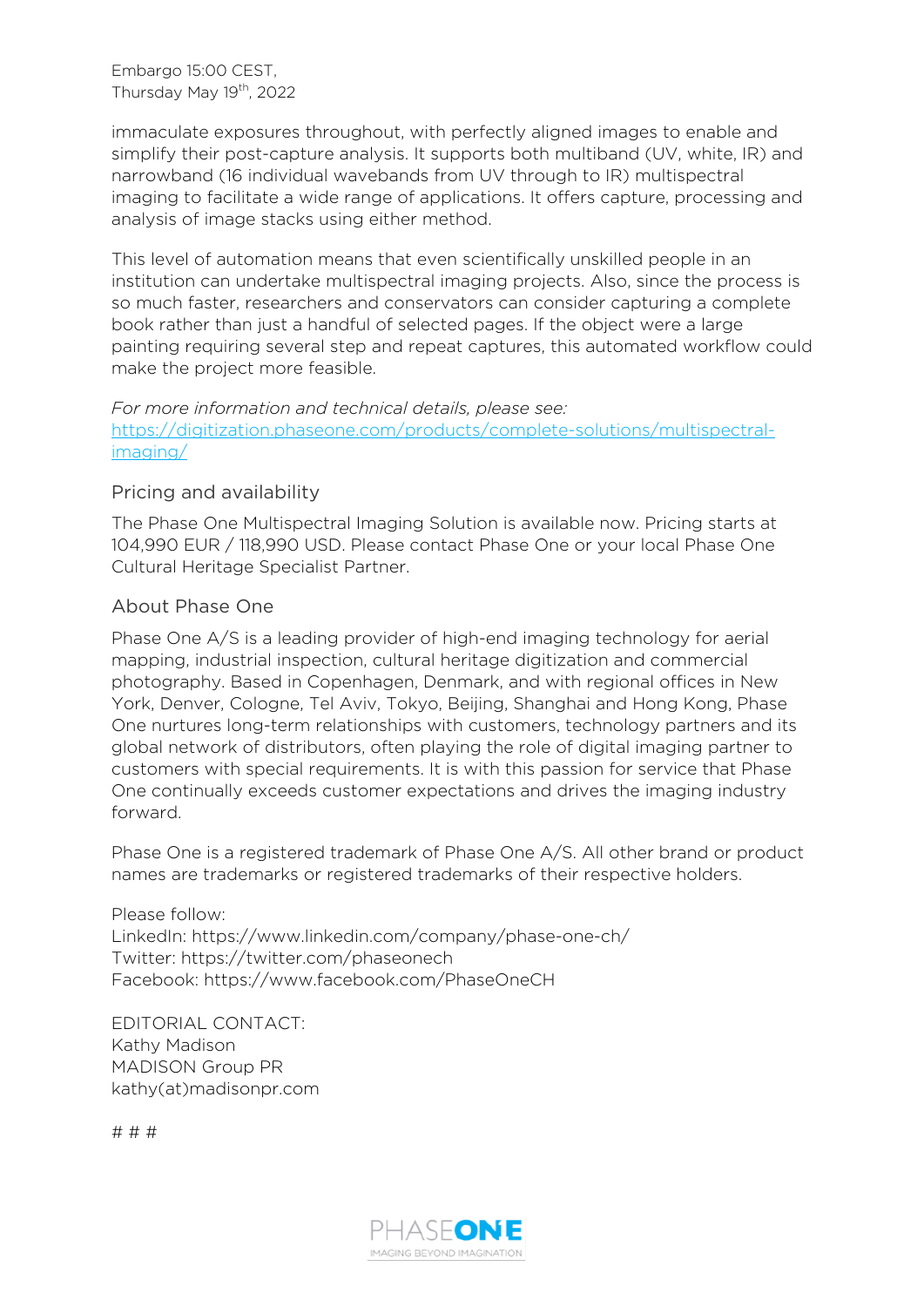immaculate exposures throughout, with perfectly aligned images to enable and simplify their post-capture analysis. It supports both multiband (UV, white, IR) and narrowband (16 individual wavebands from UV through to IR) multispectral imaging to facilitate a wide range of applications. It offers capture, processing and analysis of image stacks using either method.

This level of automation means that even scientifically unskilled people in an institution can undertake multispectral imaging projects. Also, since the process is so much faster, researchers and conservators can consider capturing a complete book rather than just a handful of selected pages. If the object were a large painting requiring several step and repeat captures, this automated workflow could make the project more feasible.

*For more information and technical details, please see:*
https://digitization.phaseone.com/products/complete-solutions/multispectral-imaging/

## Pricing and availability

The Phase One Multispectral Imaging Solution is available now. Pricing starts at 104,990 EUR / 118,990 USD. Please contact Phase One or your local Phase One Cultural Heritage Specialist Partner.

## About Phase One

Phase One A/S is a leading provider of high-end imaging technology for aerial mapping, industrial inspection, cultural heritage digitization and commercial photography. Based in Copenhagen, Denmark, and with regional offices in New York, Denver, Cologne, Tel Aviv, Tokyo, Beijing, Shanghai and Hong Kong, Phase One nurtures long-term relationships with customers, technology partners and its global network of distributors, often playing the role of digital imaging partner to customers with special requirements. It is with this passion for service that Phase One continually exceeds customer expectations and drives the imaging industry forward.

Phase One is a registered trademark of Phase One A/S. All other brand or product names are trademarks or registered trademarks of their respective holders.

Please follow:
LinkedIn: https://www.linkedin.com/company/phase-one-ch/
Twitter: https://twitter.com/phaseonech
Facebook: https://www.facebook.com/PhaseOneCH

EDITORIAL CONTACT:
Kathy Madison
MADISON Group PR
kathy(at)madisonpr.com

# # #